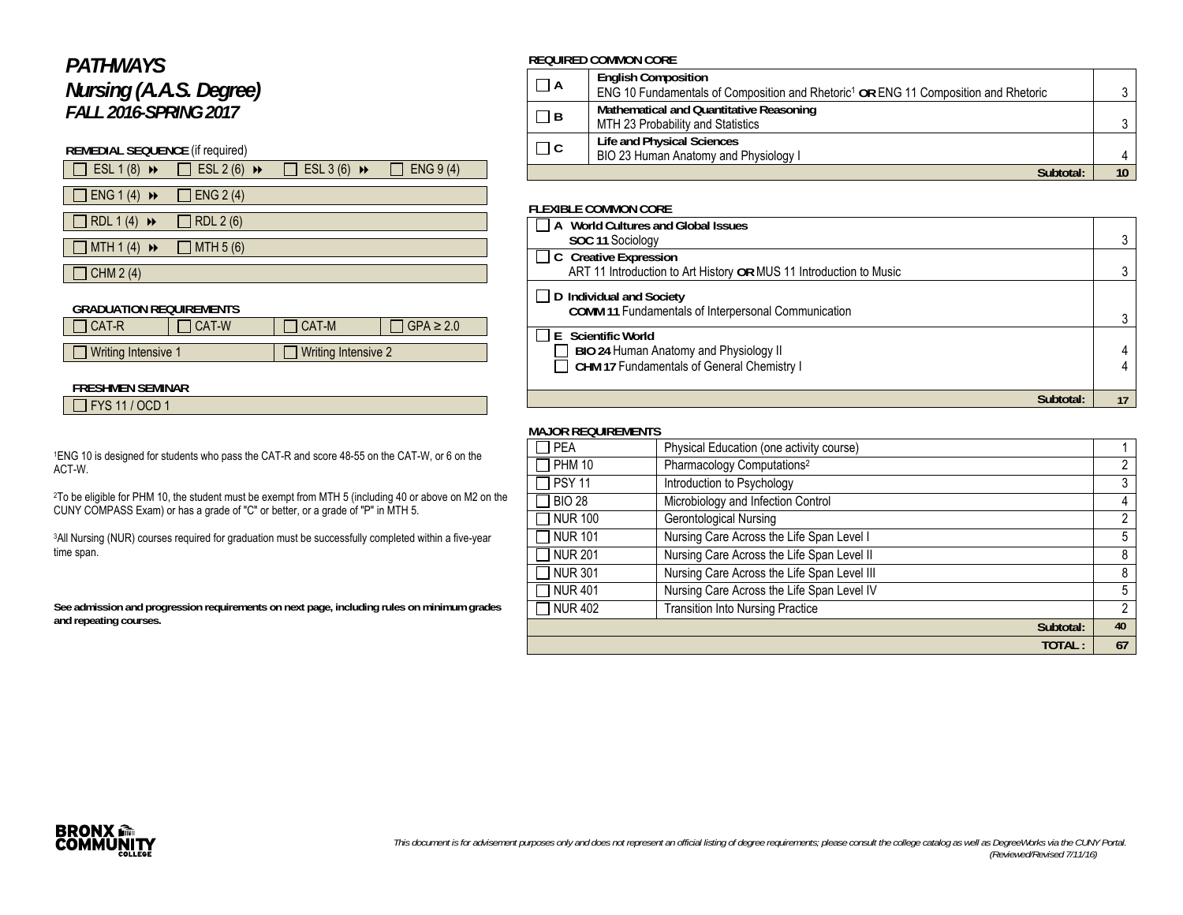# *PATHWAYS*

## *Nursing (A.A.S. Degree)*

### *FALL 2016-SPRING 2017*

**REMEDIAL SEQUENCE** (if required)

| | | | |
|---|---|---|---|
| ☐ ESL 1 (8) ⏩ | ☐ ESL 2 (6) ⏩ | ☐ ESL 3 (6) ⏩ | ☐ ENG 9 (4) |
| ☐ ENG 1 (4) ⏩ | ☐ ENG 2 (4) | | |
| ☐ RDL 1 (4) ⏩ | ☐ RDL 2 (6) | | |
| ☐ MTH 1 (4) ⏩ | ☐ MTH 5 (6) | | |
| ☐ CHM 2 (4) | | | |

**GRADUATION REQUIREMENTS**

| | | | |
|---|---|---|---|
| ☐ CAT-R | ☐ CAT-W | ☐ CAT-M | ☐ GPA ≥ 2.0 |
| ☐ Writing Intensive 1 | | ☐ Writing Intensive 2 | |

**FRESHMEN SEMINAR**

☐ FYS 11 / OCD 1

[1]ENG 10 is designed for students who pass the CAT-R and score 48-55 on the CAT-W, or 6 on the ACT-W.

[2]To be eligible for PHM 10, the student must be exempt from MTH 5 (including 40 or above on M2 on the CUNY COMPASS Exam) or has a grade of "C" or better, or a grade of "P" in MTH 5.

[3]All Nursing (NUR) courses required for graduation must be successfully completed within a five-year time span.

**See admission and progression requirements on next page, including rules on minimum grades and repeating courses.**

**REQUIRED COMMON CORE**

| | | |
|---|---|---|
| ☐ **A** | **English Composition**<br>ENG 10 Fundamentals of Composition and Rhetoric[1] **OR** ENG 11 Composition and Rhetoric | 3 |
| ☐ **B** | **Mathematical and Quantitative Reasoning**<br>MTH 23 Probability and Statistics | 3 |
| ☐ **C** | **Life and Physical Sciences**<br>BIO 23 Human Anatomy and Physiology I | 4 |
| | **Subtotal:** | **10** |

**FLEXIBLE COMMON CORE**

| | |
|---|---|
| ☐ **A World Cultures and Global Issues**<br>**SOC 11** Sociology | 3 |
| ☐ **C Creative Expression**<br>ART 11 Introduction to Art History **OR** MUS 11 Introduction to Music | 3 |
| ☐ **D Individual and Society**<br>**COMM 11** Fundamentals of Interpersonal Communication | 3 |
| ☐ **E Scientific World**<br>☐ **BIO 24** Human Anatomy and Physiology II<br>☐ **CHM 17** Fundamentals of General Chemistry I | 4<br>4 |
| **Subtotal:** | **17** |

**MAJOR REQUIREMENTS**

| | | |
|---|---|---|
| ☐ PEA | Physical Education (one activity course) | 1 |
| ☐ PHM 10 | Pharmacology Computations[2] | 2 |
| ☐ PSY 11 | Introduction to Psychology | 3 |
| ☐ BIO 28 | Microbiology and Infection Control | 4 |
| ☐ NUR 100 | Gerontological Nursing | 2 |
| ☐ NUR 101 | Nursing Care Across the Life Span Level I | 5 |
| ☐ NUR 201 | Nursing Care Across the Life Span Level II | 8 |
| ☐ NUR 301 | Nursing Care Across the Life Span Level III | 8 |
| ☐ NUR 401 | Nursing Care Across the Life Span Level IV | 5 |
| ☐ NUR 402 | Transition Into Nursing Practice | 2 |
| | **Subtotal:** | **40** |
| | **TOTAL :** | **67** |

*This document is for advisement purposes only and does not represent an official listing of degree requirements; please consult the college catalog as well as DegreeWorks via the CUNY Portal. (Reviewed/Revised 7/11/16)*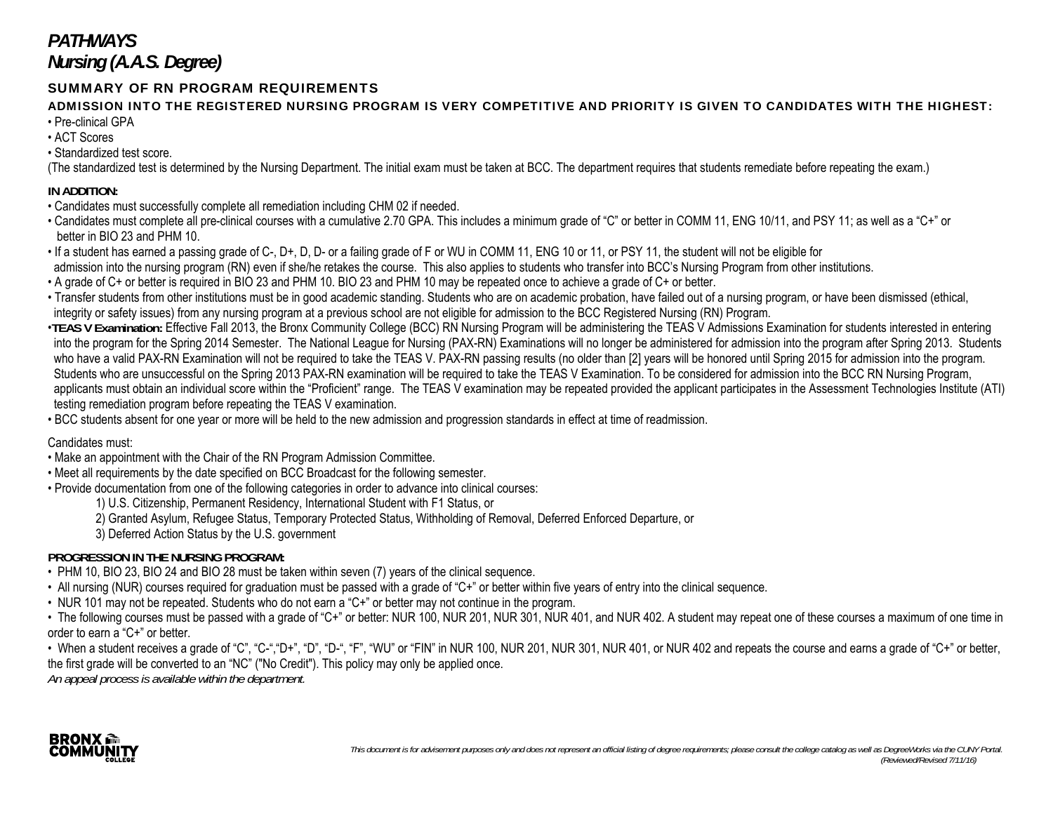# *PATHWAYS*
# *Nursing (A.A.S. Degree)*

## SUMMARY OF RN PROGRAM REQUIREMENTS

### ADMISSION INTO THE REGISTERED NURSING PROGRAM IS VERY COMPETITIVE AND PRIORITY IS GIVEN TO CANDIDATES WITH THE HIGHEST:

- Pre-clinical GPA
- ACT Scores
- Standardized test score.

(The standardized test is determined by the Nursing Department. The initial exam must be taken at BCC. The department requires that students remediate before repeating the exam.)

**IN ADDITION:**

- Candidates must successfully complete all remediation including CHM 02 if needed.
- Candidates must complete all pre-clinical courses with a cumulative 2.70 GPA. This includes a minimum grade of "C" or better in COMM 11, ENG 10/11, and PSY 11; as well as a "C+" or better in BIO 23 and PHM 10.
- If a student has earned a passing grade of C-, D+, D, D- or a failing grade of F or WU in COMM 11, ENG 10 or 11, or PSY 11, the student will not be eligible for admission into the nursing program (RN) even if she/he retakes the course. This also applies to students who transfer into BCC's Nursing Program from other institutions.
- A grade of C+ or better is required in BIO 23 and PHM 10. BIO 23 and PHM 10 may be repeated once to achieve a grade of C+ or better.
- Transfer students from other institutions must be in good academic standing. Students who are on academic probation, have failed out of a nursing program, or have been dismissed (ethical, integrity or safety issues) from any nursing program at a previous school are not eligible for admission to the BCC Registered Nursing (RN) Program.
- **TEAS V Examination:** Effective Fall 2013, the Bronx Community College (BCC) RN Nursing Program will be administering the TEAS V Admissions Examination for students interested in entering into the program for the Spring 2014 Semester. The National League for Nursing (PAX-RN) Examinations will no longer be administered for admission into the program after Spring 2013. Students who have a valid PAX-RN Examination will not be required to take the TEAS V. PAX-RN passing results (no older than [2] years will be honored until Spring 2015 for admission into the program. Students who are unsuccessful on the Spring 2013 PAX-RN examination will be required to take the TEAS V Examination. To be considered for admission into the BCC RN Nursing Program, applicants must obtain an individual score within the "Proficient" range. The TEAS V examination may be repeated provided the applicant participates in the Assessment Technologies Institute (ATI) testing remediation program before repeating the TEAS V examination.
- BCC students absent for one year or more will be held to the new admission and progression standards in effect at time of readmission.

Candidates must:

- Make an appointment with the Chair of the RN Program Admission Committee.
- Meet all requirements by the date specified on BCC Broadcast for the following semester.
- Provide documentation from one of the following categories in order to advance into clinical courses:
  1) U.S. Citizenship, Permanent Residency, International Student with F1 Status, or
  2) Granted Asylum, Refugee Status, Temporary Protected Status, Withholding of Removal, Deferred Enforced Departure, or
  3) Deferred Action Status by the U.S. government

**PROGRESSION IN THE NURSING PROGRAM:**

- PHM 10, BIO 23, BIO 24 and BIO 28 must be taken within seven (7) years of the clinical sequence.
- All nursing (NUR) courses required for graduation must be passed with a grade of "C+" or better within five years of entry into the clinical sequence.
- NUR 101 may not be repeated. Students who do not earn a "C+" or better may not continue in the program.
- The following courses must be passed with a grade of "C+" or better: NUR 100, NUR 201, NUR 301, NUR 401, and NUR 402. A student may repeat one of these courses a maximum of one time in order to earn a "C+" or better.
- When a student receives a grade of "C", "C-","D+", "D", "D-", "F", "WU" or "FIN" in NUR 100, NUR 201, NUR 301, NUR 401, or NUR 402 and repeats the course and earns a grade of "C+" or better, the first grade will be converted to an "NC" ("No Credit"). This policy may only be applied once.

*An appeal process is available within the department.*

BRONX COMMUNITY COLLEGE

*This document is for advisement purposes only and does not represent an official listing of degree requirements; please consult the college catalog as well as DegreeWorks via the CUNY Portal. (Reviewed/Revised 7/11/16)*